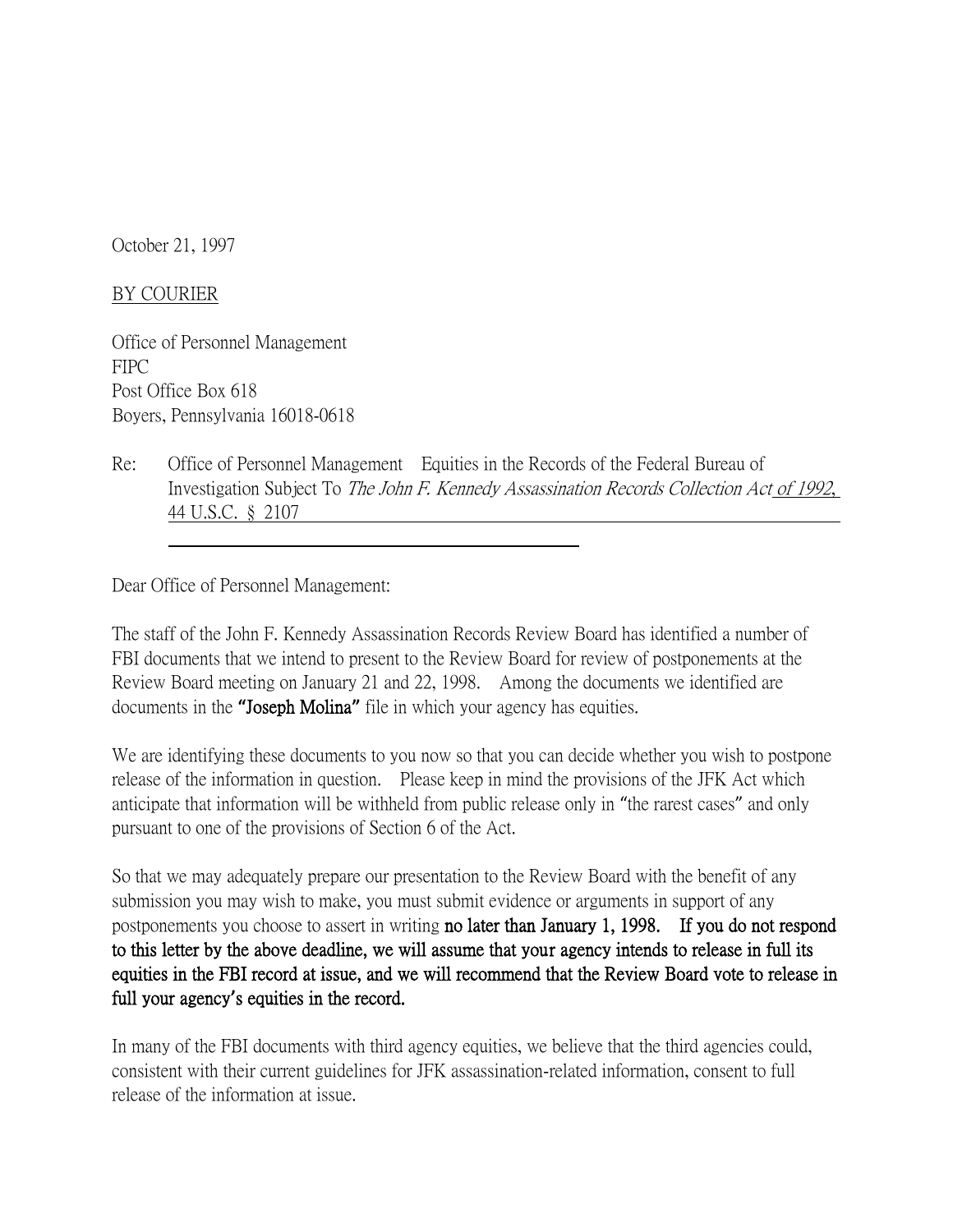October 21, 1997

BY COURIER

Office of Personnel Management
FIPC
Post Office Box 618
Boyers, Pennsylvania 16018-0618

Re: Office of Personnel Management Equities in the Records of the Federal Bureau of Investigation Subject To *The John F. Kennedy Assassination Records Collection Act* of 1992, 44 U.S.C. § 2107

Dear Office of Personnel Management:

The staff of the John F. Kennedy Assassination Records Review Board has identified a number of FBI documents that we intend to present to the Review Board for review of postponements at the Review Board meeting on January 21 and 22, 1998. Among the documents we identified are documents in the **"Joseph Molina"** file in which your agency has equities.

We are identifying these documents to you now so that you can decide whether you wish to postpone release of the information in question. Please keep in mind the provisions of the JFK Act which anticipate that information will be withheld from public release only in "the rarest cases" and only pursuant to one of the provisions of Section 6 of the Act.

So that we may adequately prepare our presentation to the Review Board with the benefit of any submission you may wish to make, you must submit evidence or arguments in support of any postponements you choose to assert in writing **no later than January 1, 1998. If you do not respond to this letter by the above deadline, we will assume that your agency intends to release in full its equities in the FBI record at issue, and we will recommend that the Review Board vote to release in full your agency's equities in the record.**

In many of the FBI documents with third agency equities, we believe that the third agencies could, consistent with their current guidelines for JFK assassination-related information, consent to full release of the information at issue.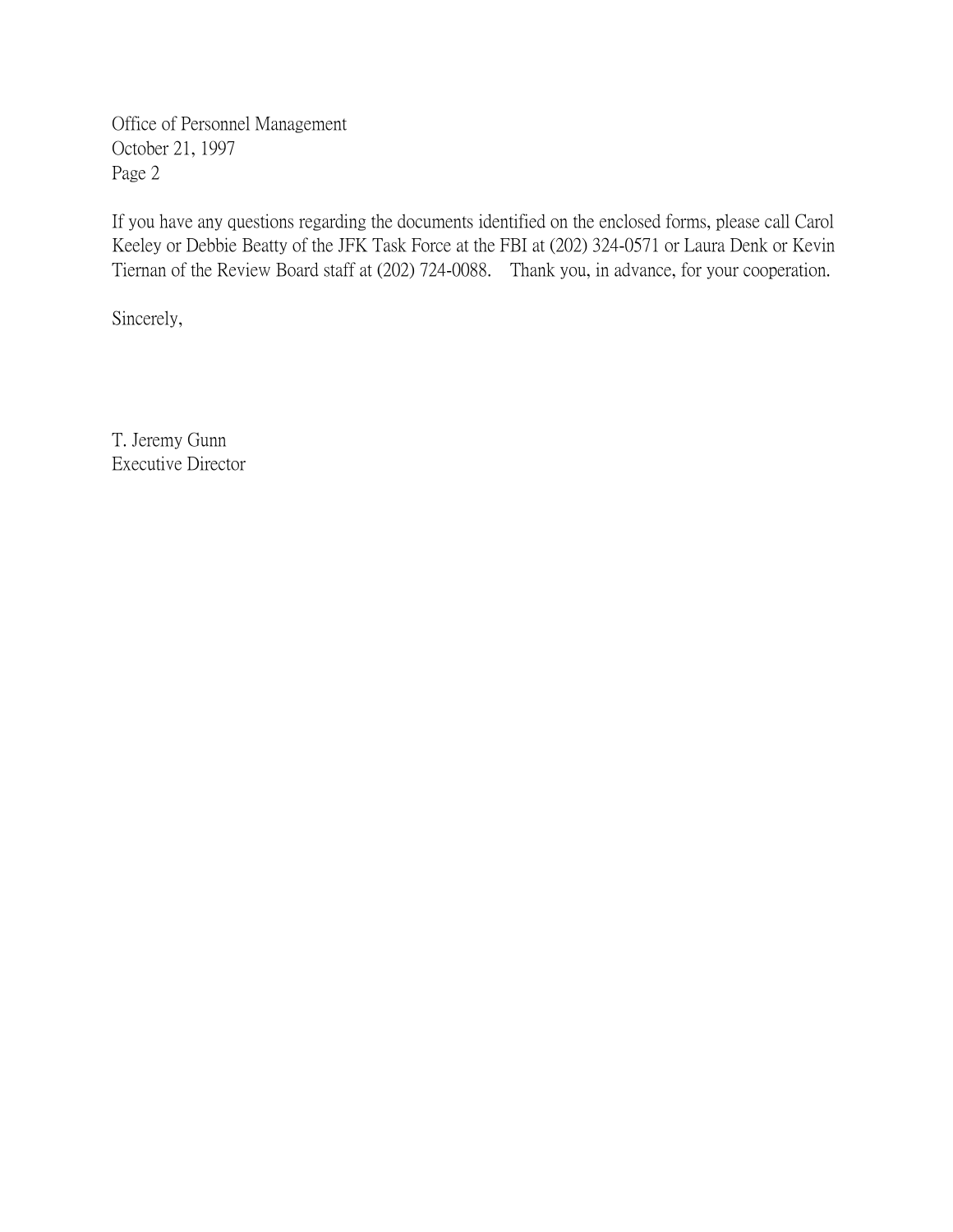If you have any questions regarding the documents identified on the enclosed forms, please call Carol Keeley or Debbie Beatty of the JFK Task Force at the FBI at (202) 324-0571 or Laura Denk or Kevin Tiernan of the Review Board staff at (202) 724-0088. Thank you, in advance, for your cooperation.

Sincerely,

T. Jeremy Gunn
Executive Director